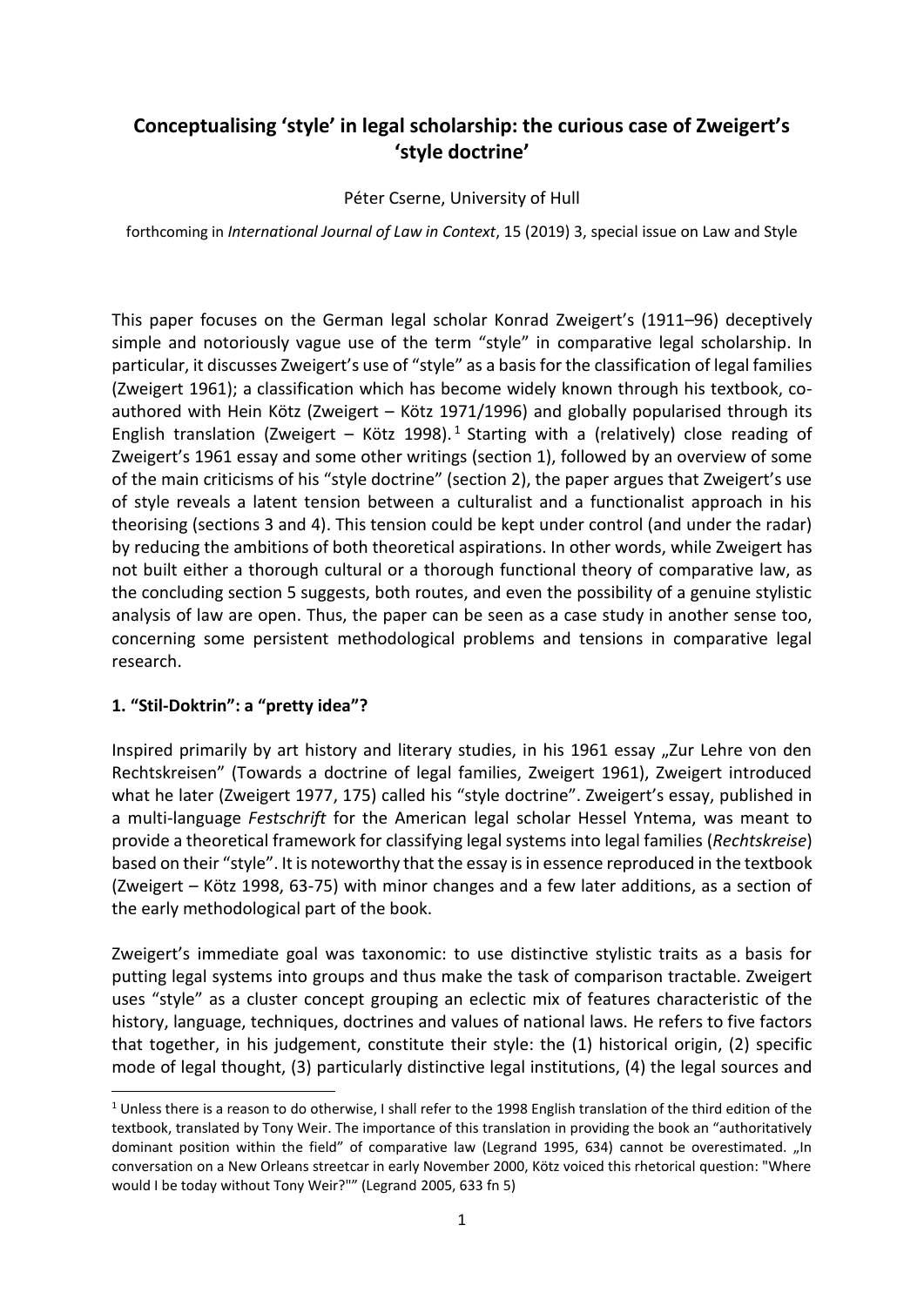# Conceptualising 'style' in legal scholarship: the curious case of Zweigert's 'style doctrine'

Péter Cserne, University of Hull

forthcoming in *International Journal of Law in Context*, 15 (2019) 3, special issue on Law and Style

This paper focuses on the German legal scholar Konrad Zweigert's (1911–96) deceptively simple and notoriously vague use of the term "style" in comparative legal scholarship. In particular, it discusses Zweigert's use of "style" as a basis for the classification of legal families (Zweigert 1961); a classification which has become widely known through his textbook, co-authored with Hein Kötz (Zweigert – Kötz 1971/1996) and globally popularised through its English translation (Zweigert – Kötz 1998).[1] Starting with a (relatively) close reading of Zweigert's 1961 essay and some other writings (section 1), followed by an overview of some of the main criticisms of his "style doctrine" (section 2), the paper argues that Zweigert's use of style reveals a latent tension between a culturalist and a functionalist approach in his theorising (sections 3 and 4). This tension could be kept under control (and under the radar) by reducing the ambitions of both theoretical aspirations. In other words, while Zweigert has not built either a thorough cultural or a thorough functional theory of comparative law, as the concluding section 5 suggests, both routes, and even the possibility of a genuine stylistic analysis of law are open. Thus, the paper can be seen as a case study in another sense too, concerning some persistent methodological problems and tensions in comparative legal research.

## 1. "Stil-Doktrin": a "pretty idea"?

Inspired primarily by art history and literary studies, in his 1961 essay „Zur Lehre von den Rechtskreisen" (Towards a doctrine of legal families, Zweigert 1961), Zweigert introduced what he later (Zweigert 1977, 175) called his "style doctrine". Zweigert's essay, published in a multi-language *Festschrift* for the American legal scholar Hessel Yntema, was meant to provide a theoretical framework for classifying legal systems into legal families (*Rechtskreise*) based on their "style". It is noteworthy that the essay is in essence reproduced in the textbook (Zweigert – Kötz 1998, 63-75) with minor changes and a few later additions, as a section of the early methodological part of the book.

Zweigert's immediate goal was taxonomic: to use distinctive stylistic traits as a basis for putting legal systems into groups and thus make the task of comparison tractable. Zweigert uses "style" as a cluster concept grouping an eclectic mix of features characteristic of the history, language, techniques, doctrines and values of national laws. He refers to five factors that together, in his judgement, constitute their style: the (1) historical origin, (2) specific mode of legal thought, (3) particularly distinctive legal institutions, (4) the legal sources and

---

[1] Unless there is a reason to do otherwise, I shall refer to the 1998 English translation of the third edition of the textbook, translated by Tony Weir. The importance of this translation in providing the book an "authoritatively dominant position within the field" of comparative law (Legrand 1995, 634) cannot be overestimated. „In conversation on a New Orleans streetcar in early November 2000, Kötz voiced this rhetorical question: "Where would I be today without Tony Weir?"" (Legrand 2005, 633 fn 5)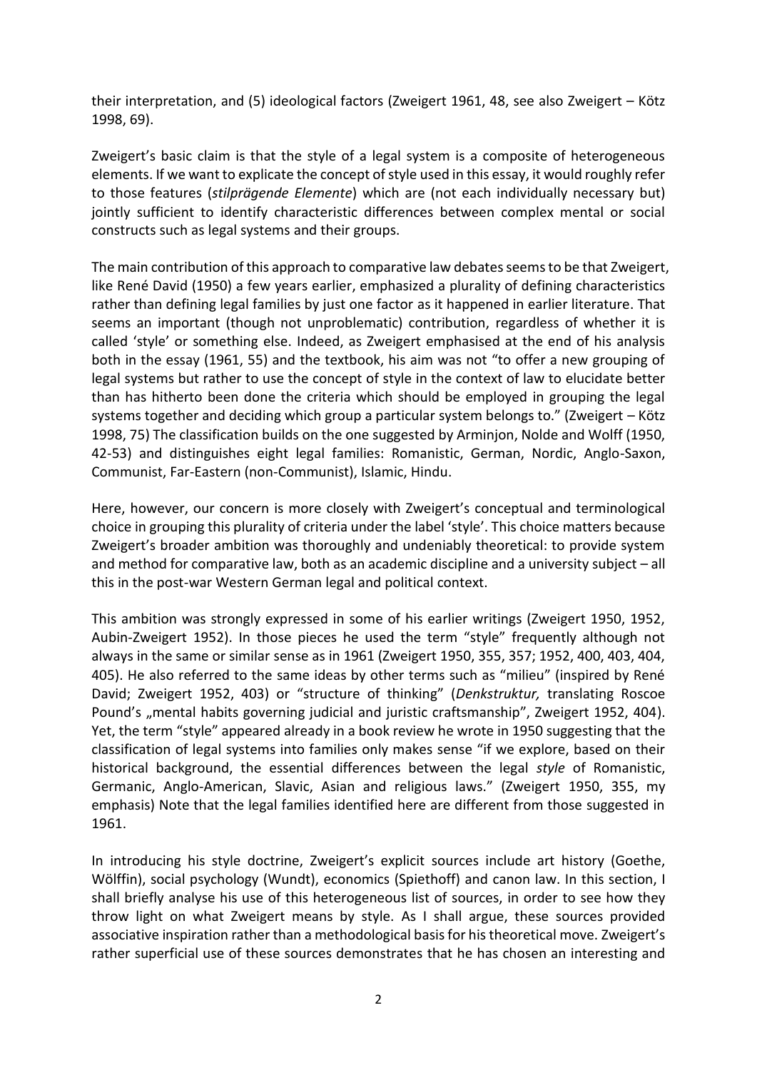their interpretation, and (5) ideological factors (Zweigert 1961, 48, see also Zweigert – Kötz 1998, 69).

Zweigert's basic claim is that the style of a legal system is a composite of heterogeneous elements. If we want to explicate the concept of style used in this essay, it would roughly refer to those features (*stilprägende Elemente*) which are (not each individually necessary but) jointly sufficient to identify characteristic differences between complex mental or social constructs such as legal systems and their groups.

The main contribution of this approach to comparative law debates seems to be that Zweigert, like René David (1950) a few years earlier, emphasized a plurality of defining characteristics rather than defining legal families by just one factor as it happened in earlier literature. That seems an important (though not unproblematic) contribution, regardless of whether it is called 'style' or something else. Indeed, as Zweigert emphasised at the end of his analysis both in the essay (1961, 55) and the textbook, his aim was not "to offer a new grouping of legal systems but rather to use the concept of style in the context of law to elucidate better than has hitherto been done the criteria which should be employed in grouping the legal systems together and deciding which group a particular system belongs to." (Zweigert – Kötz 1998, 75) The classification builds on the one suggested by Arminjon, Nolde and Wolff (1950, 42-53) and distinguishes eight legal families: Romanistic, German, Nordic, Anglo-Saxon, Communist, Far-Eastern (non-Communist), Islamic, Hindu.

Here, however, our concern is more closely with Zweigert's conceptual and terminological choice in grouping this plurality of criteria under the label 'style'. This choice matters because Zweigert's broader ambition was thoroughly and undeniably theoretical: to provide system and method for comparative law, both as an academic discipline and a university subject – all this in the post-war Western German legal and political context.

This ambition was strongly expressed in some of his earlier writings (Zweigert 1950, 1952, Aubin-Zweigert 1952). In those pieces he used the term "style" frequently although not always in the same or similar sense as in 1961 (Zweigert 1950, 355, 357; 1952, 400, 403, 404, 405). He also referred to the same ideas by other terms such as "milieu" (inspired by René David; Zweigert 1952, 403) or "structure of thinking" (*Denkstruktur,* translating Roscoe Pound's „mental habits governing judicial and juristic craftsmanship", Zweigert 1952, 404). Yet, the term "style" appeared already in a book review he wrote in 1950 suggesting that the classification of legal systems into families only makes sense "if we explore, based on their historical background, the essential differences between the legal *style* of Romanistic, Germanic, Anglo-American, Slavic, Asian and religious laws." (Zweigert 1950, 355, my emphasis) Note that the legal families identified here are different from those suggested in 1961.

In introducing his style doctrine, Zweigert's explicit sources include art history (Goethe, Wölffin), social psychology (Wundt), economics (Spiethoff) and canon law. In this section, I shall briefly analyse his use of this heterogeneous list of sources, in order to see how they throw light on what Zweigert means by style. As I shall argue, these sources provided associative inspiration rather than a methodological basis for his theoretical move. Zweigert's rather superficial use of these sources demonstrates that he has chosen an interesting and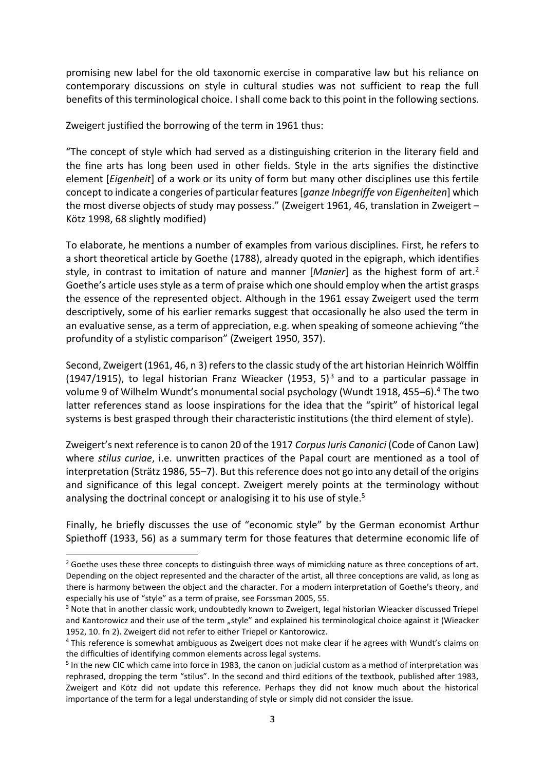promising new label for the old taxonomic exercise in comparative law but his reliance on contemporary discussions on style in cultural studies was not sufficient to reap the full benefits of this terminological choice. I shall come back to this point in the following sections.

Zweigert justified the borrowing of the term in 1961 thus:

"The concept of style which had served as a distinguishing criterion in the literary field and the fine arts has long been used in other fields. Style in the arts signifies the distinctive element [*Eigenheit*] of a work or its unity of form but many other disciplines use this fertile concept to indicate a congeries of particular features [*ganze Inbegriffe von Eigenheiten*] which the most diverse objects of study may possess." (Zweigert 1961, 46, translation in Zweigert – Kötz 1998, 68 slightly modified)

To elaborate, he mentions a number of examples from various disciplines. First, he refers to a short theoretical article by Goethe (1788), already quoted in the epigraph, which identifies style, in contrast to imitation of nature and manner [*Manier*] as the highest form of art.[2] Goethe's article uses style as a term of praise which one should employ when the artist grasps the essence of the represented object. Although in the 1961 essay Zweigert used the term descriptively, some of his earlier remarks suggest that occasionally he also used the term in an evaluative sense, as a term of appreciation, e.g. when speaking of someone achieving "the profundity of a stylistic comparison" (Zweigert 1950, 357).

Second, Zweigert (1961, 46, n 3) refers to the classic study of the art historian Heinrich Wölffin (1947/1915), to legal historian Franz Wieacker (1953, 5)[3] and to a particular passage in volume 9 of Wilhelm Wundt's monumental social psychology (Wundt 1918, 455–6).[4] The two latter references stand as loose inspirations for the idea that the "spirit" of historical legal systems is best grasped through their characteristic institutions (the third element of style).

Zweigert's next reference is to canon 20 of the 1917 *Corpus Iuris Canonici* (Code of Canon Law) where *stilus curiae*, i.e. unwritten practices of the Papal court are mentioned as a tool of interpretation (Strätz 1986, 55–7). But this reference does not go into any detail of the origins and significance of this legal concept. Zweigert merely points at the terminology without analysing the doctrinal concept or analogising it to his use of style.[5]

Finally, he briefly discusses the use of "economic style" by the German economist Arthur Spiethoff (1933, 56) as a summary term for those features that determine economic life of

---

[2] Goethe uses these three concepts to distinguish three ways of mimicking nature as three conceptions of art. Depending on the object represented and the character of the artist, all three conceptions are valid, as long as there is harmony between the object and the character. For a modern interpretation of Goethe's theory, and especially his use of "style" as a term of praise, see Forssman 2005, 55.

[3] Note that in another classic work, undoubtedly known to Zweigert, legal historian Wieacker discussed Triepel and Kantorowicz and their use of the term „style" and explained his terminological choice against it (Wieacker 1952, 10. fn 2). Zweigert did not refer to either Triepel or Kantorowicz.

[4] This reference is somewhat ambiguous as Zweigert does not make clear if he agrees with Wundt's claims on the difficulties of identifying common elements across legal systems.

[5] In the new CIC which came into force in 1983, the canon on judicial custom as a method of interpretation was rephrased, dropping the term "stilus". In the second and third editions of the textbook, published after 1983, Zweigert and Kötz did not update this reference. Perhaps they did not know much about the historical importance of the term for a legal understanding of style or simply did not consider the issue.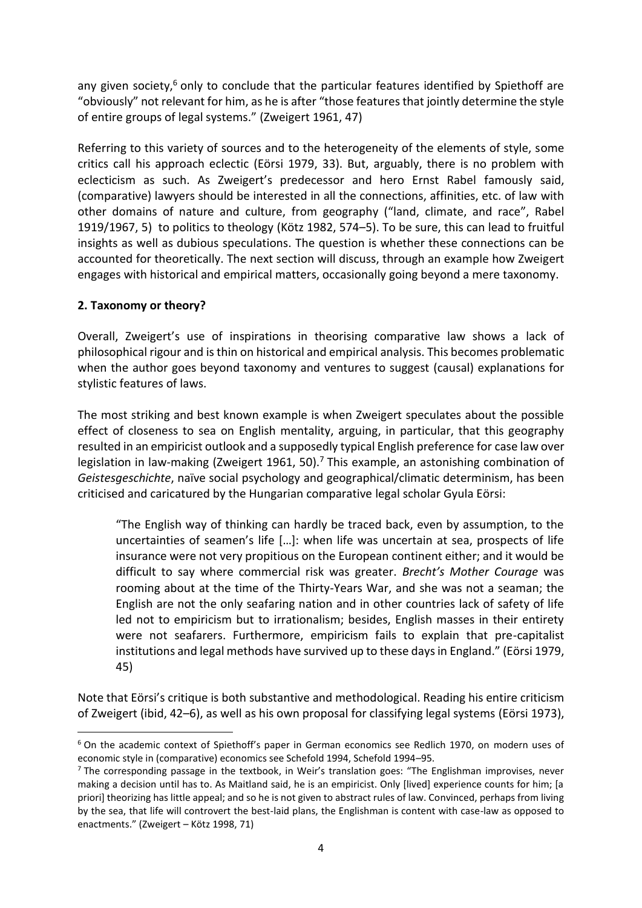any given society,[6] only to conclude that the particular features identified by Spiethoff are "obviously" not relevant for him, as he is after "those features that jointly determine the style of entire groups of legal systems." (Zweigert 1961, 47)

Referring to this variety of sources and to the heterogeneity of the elements of style, some critics call his approach eclectic (Eörsi 1979, 33). But, arguably, there is no problem with eclecticism as such. As Zweigert's predecessor and hero Ernst Rabel famously said, (comparative) lawyers should be interested in all the connections, affinities, etc. of law with other domains of nature and culture, from geography ("land, climate, and race", Rabel 1919/1967, 5) to politics to theology (Kötz 1982, 574–5). To be sure, this can lead to fruitful insights as well as dubious speculations. The question is whether these connections can be accounted for theoretically. The next section will discuss, through an example how Zweigert engages with historical and empirical matters, occasionally going beyond a mere taxonomy.

## 2. Taxonomy or theory?

Overall, Zweigert's use of inspirations in theorising comparative law shows a lack of philosophical rigour and is thin on historical and empirical analysis. This becomes problematic when the author goes beyond taxonomy and ventures to suggest (causal) explanations for stylistic features of laws.

The most striking and best known example is when Zweigert speculates about the possible effect of closeness to sea on English mentality, arguing, in particular, that this geography resulted in an empiricist outlook and a supposedly typical English preference for case law over legislation in law-making (Zweigert 1961, 50).[7] This example, an astonishing combination of *Geistesgeschichte*, naïve social psychology and geographical/climatic determinism, has been criticised and caricatured by the Hungarian comparative legal scholar Gyula Eörsi:

> "The English way of thinking can hardly be traced back, even by assumption, to the uncertainties of seamen's life […]: when life was uncertain at sea, prospects of life insurance were not very propitious on the European continent either; and it would be difficult to say where commercial risk was greater. *Brecht's Mother Courage* was rooming about at the time of the Thirty-Years War, and she was not a seaman; the English are not the only seafaring nation and in other countries lack of safety of life led not to empiricism but to irrationalism; besides, English masses in their entirety were not seafarers. Furthermore, empiricism fails to explain that pre-capitalist institutions and legal methods have survived up to these days in England." (Eörsi 1979, 45)

Note that Eörsi's critique is both substantive and methodological. Reading his entire criticism of Zweigert (ibid, 42–6), as well as his own proposal for classifying legal systems (Eörsi 1973),

---

[6] On the academic context of Spiethoff's paper in German economics see Redlich 1970, on modern uses of economic style in (comparative) economics see Schefold 1994, Schefold 1994–95.

[7] The corresponding passage in the textbook, in Weir's translation goes: "The Englishman improvises, never making a decision until has to. As Maitland said, he is an empiricist. Only [lived] experience counts for him; [a priori] theorizing has little appeal; and so he is not given to abstract rules of law. Convinced, perhaps from living by the sea, that life will controvert the best-laid plans, the Englishman is content with case-law as opposed to enactments." (Zweigert – Kötz 1998, 71)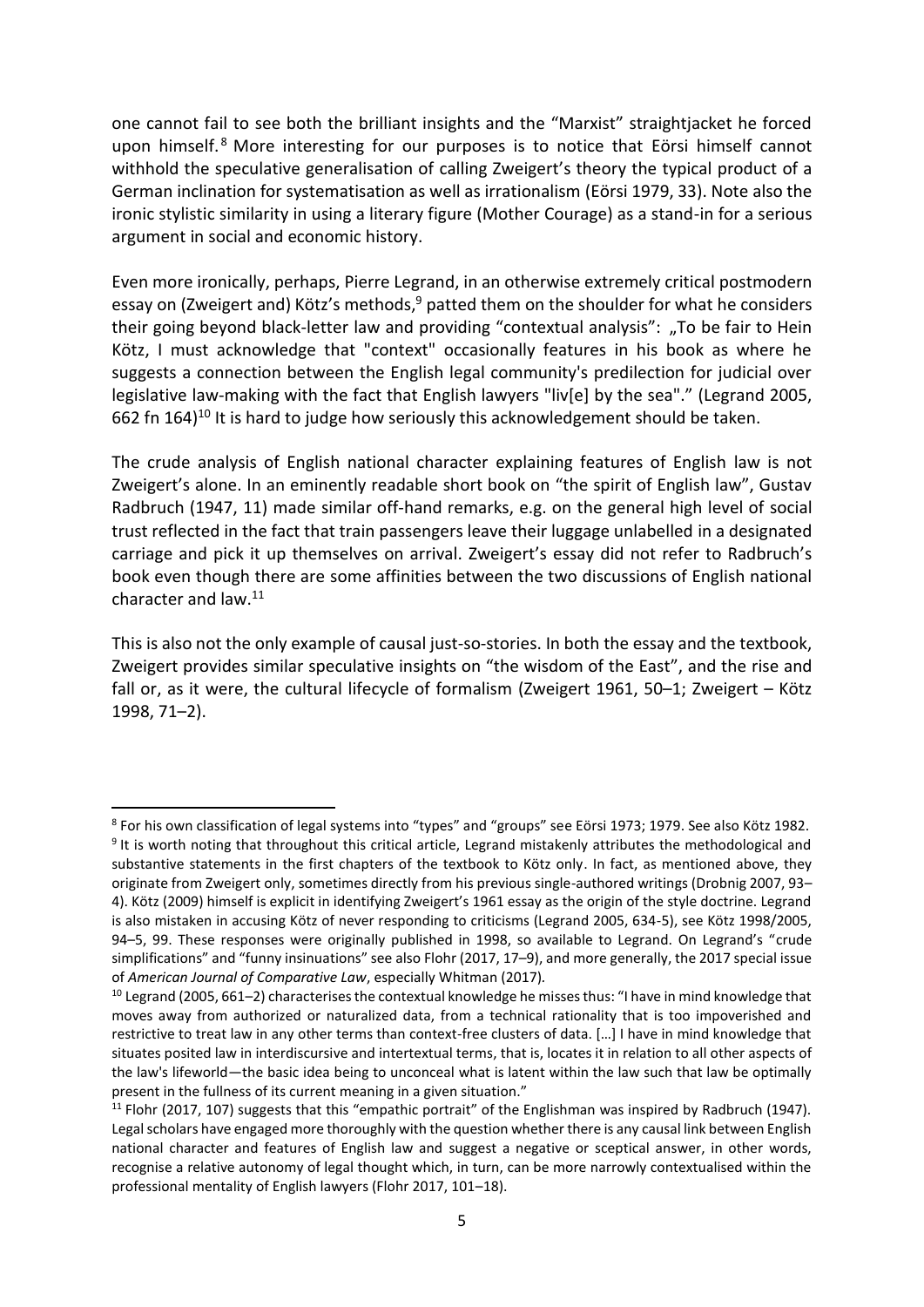one cannot fail to see both the brilliant insights and the "Marxist" straightjacket he forced upon himself.[8] More interesting for our purposes is to notice that Eörsi himself cannot withhold the speculative generalisation of calling Zweigert's theory the typical product of a German inclination for systematisation as well as irrationalism (Eörsi 1979, 33). Note also the ironic stylistic similarity in using a literary figure (Mother Courage) as a stand-in for a serious argument in social and economic history.

Even more ironically, perhaps, Pierre Legrand, in an otherwise extremely critical postmodern essay on (Zweigert and) Kötz's methods,[9] patted them on the shoulder for what he considers their going beyond black-letter law and providing "contextual analysis": „To be fair to Hein Kötz, I must acknowledge that "context" occasionally features in his book as where he suggests a connection between the English legal community's predilection for judicial over legislative law-making with the fact that English lawyers "liv[e] by the sea"." (Legrand 2005, 662 fn 164)[10] It is hard to judge how seriously this acknowledgement should be taken.

The crude analysis of English national character explaining features of English law is not Zweigert's alone. In an eminently readable short book on "the spirit of English law", Gustav Radbruch (1947, 11) made similar off-hand remarks, e.g. on the general high level of social trust reflected in the fact that train passengers leave their luggage unlabelled in a designated carriage and pick it up themselves on arrival. Zweigert's essay did not refer to Radbruch's book even though there are some affinities between the two discussions of English national character and law.[11]

This is also not the only example of causal just-so-stories. In both the essay and the textbook, Zweigert provides similar speculative insights on "the wisdom of the East", and the rise and fall or, as it were, the cultural lifecycle of formalism (Zweigert 1961, 50–1; Zweigert – Kötz 1998, 71–2).

---

[8] For his own classification of legal systems into "types" and "groups" see Eörsi 1973; 1979. See also Kötz 1982.

[9] It is worth noting that throughout this critical article, Legrand mistakenly attributes the methodological and substantive statements in the first chapters of the textbook to Kötz only. In fact, as mentioned above, they originate from Zweigert only, sometimes directly from his previous single-authored writings (Drobnig 2007, 93–4). Kötz (2009) himself is explicit in identifying Zweigert's 1961 essay as the origin of the style doctrine. Legrand is also mistaken in accusing Kötz of never responding to criticisms (Legrand 2005, 634-5), see Kötz 1998/2005, 94–5, 99. These responses were originally published in 1998, so available to Legrand. On Legrand's "crude simplifications" and "funny insinuations" see also Flohr (2017, 17–9), and more generally, the 2017 special issue of *American Journal of Comparative Law*, especially Whitman (2017).

[10] Legrand (2005, 661–2) characterises the contextual knowledge he misses thus: "I have in mind knowledge that moves away from authorized or naturalized data, from a technical rationality that is too impoverished and restrictive to treat law in any other terms than context-free clusters of data. […] I have in mind knowledge that situates posited law in interdiscursive and intertextual terms, that is, locates it in relation to all other aspects of the law's lifeworld—the basic idea being to unconceal what is latent within the law such that law be optimally present in the fullness of its current meaning in a given situation."

[11] Flohr (2017, 107) suggests that this "empathic portrait" of the Englishman was inspired by Radbruch (1947). Legal scholars have engaged more thoroughly with the question whether there is any causal link between English national character and features of English law and suggest a negative or sceptical answer, in other words, recognise a relative autonomy of legal thought which, in turn, can be more narrowly contextualised within the professional mentality of English lawyers (Flohr 2017, 101–18).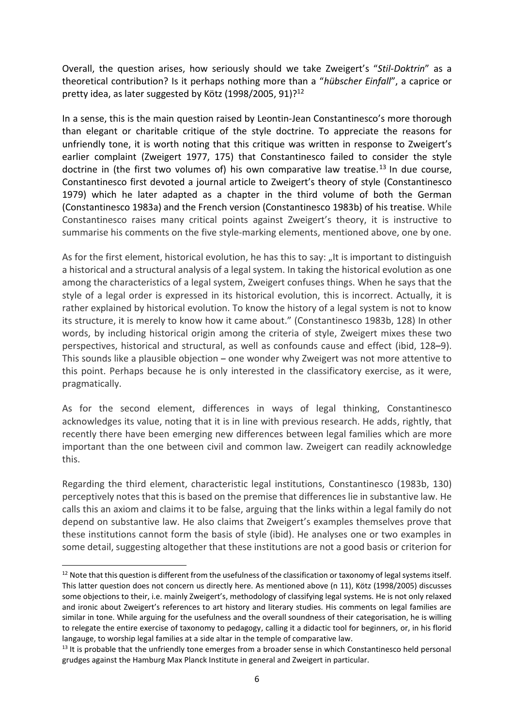Overall, the question arises, how seriously should we take Zweigert's "*Stil-Doktrin*" as a theoretical contribution? Is it perhaps nothing more than a "*hübscher Einfall*", a caprice or pretty idea, as later suggested by Kötz (1998/2005, 91)?[12]

In a sense, this is the main question raised by Leontin-Jean Constantinesco's more thorough than elegant or charitable critique of the style doctrine. To appreciate the reasons for unfriendly tone, it is worth noting that this critique was written in response to Zweigert's earlier complaint (Zweigert 1977, 175) that Constantinesco failed to consider the style doctrine in (the first two volumes of) his own comparative law treatise.[13] In due course, Constantinesco first devoted a journal article to Zweigert's theory of style (Constantinesco 1979) which he later adapted as a chapter in the third volume of both the German (Constantinesco 1983a) and the French version (Constantinesco 1983b) of his treatise. While Constantinesco raises many critical points against Zweigert's theory, it is instructive to summarise his comments on the five style-marking elements, mentioned above, one by one.

As for the first element, historical evolution, he has this to say: „It is important to distinguish a historical and a structural analysis of a legal system. In taking the historical evolution as one among the characteristics of a legal system, Zweigert confuses things. When he says that the style of a legal order is expressed in its historical evolution, this is incorrect. Actually, it is rather explained by historical evolution. To know the history of a legal system is not to know its structure, it is merely to know how it came about." (Constantinesco 1983b, 128) In other words, by including historical origin among the criteria of style, Zweigert mixes these two perspectives, historical and structural, as well as confounds cause and effect (ibid, 128–9). This sounds like a plausible objection – one wonder why Zweigert was not more attentive to this point. Perhaps because he is only interested in the classificatory exercise, as it were, pragmatically.

As for the second element, differences in ways of legal thinking, Constantinesco acknowledges its value, noting that it is in line with previous research. He adds, rightly, that recently there have been emerging new differences between legal families which are more important than the one between civil and common law. Zweigert can readily acknowledge this.

Regarding the third element, characteristic legal institutions, Constantinesco (1983b, 130) perceptively notes that this is based on the premise that differences lie in substantive law. He calls this an axiom and claims it to be false, arguing that the links within a legal family do not depend on substantive law. He also claims that Zweigert's examples themselves prove that these institutions cannot form the basis of style (ibid). He analyses one or two examples in some detail, suggesting altogether that these institutions are not a good basis or criterion for

[12] Note that this question is different from the usefulness of the classification or taxonomy of legal systems itself. This latter question does not concern us directly here. As mentioned above (n 11), Kötz (1998/2005) discusses some objections to their, i.e. mainly Zweigert's, methodology of classifying legal systems. He is not only relaxed and ironic about Zweigert's references to art history and literary studies. His comments on legal families are similar in tone. While arguing for the usefulness and the overall soundness of their categorisation, he is willing to relegate the entire exercise of taxonomy to pedagogy, calling it a didactic tool for beginners, or, in his florid langauge, to worship legal families at a side altar in the temple of comparative law.

[13] It is probable that the unfriendly tone emerges from a broader sense in which Constantinesco held personal grudges against the Hamburg Max Planck Institute in general and Zweigert in particular.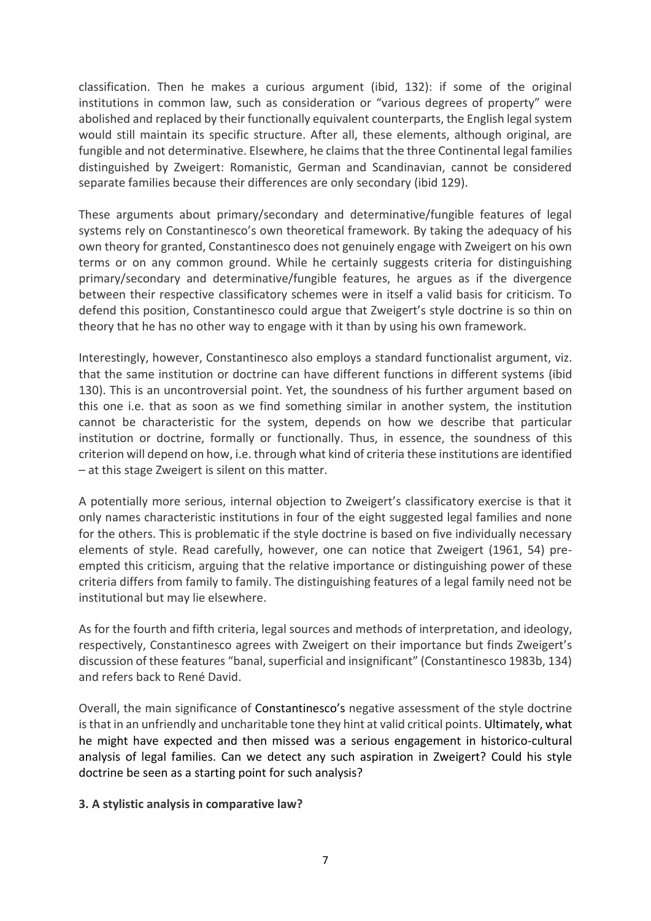classification. Then he makes a curious argument (ibid, 132): if some of the original institutions in common law, such as consideration or "various degrees of property" were abolished and replaced by their functionally equivalent counterparts, the English legal system would still maintain its specific structure. After all, these elements, although original, are fungible and not determinative. Elsewhere, he claims that the three Continental legal families distinguished by Zweigert: Romanistic, German and Scandinavian, cannot be considered separate families because their differences are only secondary (ibid 129).

These arguments about primary/secondary and determinative/fungible features of legal systems rely on Constantinesco's own theoretical framework. By taking the adequacy of his own theory for granted, Constantinesco does not genuinely engage with Zweigert on his own terms or on any common ground. While he certainly suggests criteria for distinguishing primary/secondary and determinative/fungible features, he argues as if the divergence between their respective classificatory schemes were in itself a valid basis for criticism. To defend this position, Constantinesco could argue that Zweigert's style doctrine is so thin on theory that he has no other way to engage with it than by using his own framework.

Interestingly, however, Constantinesco also employs a standard functionalist argument, viz. that the same institution or doctrine can have different functions in different systems (ibid 130). This is an uncontroversial point. Yet, the soundness of his further argument based on this one i.e. that as soon as we find something similar in another system, the institution cannot be characteristic for the system, depends on how we describe that particular institution or doctrine, formally or functionally. Thus, in essence, the soundness of this criterion will depend on how, i.e. through what kind of criteria these institutions are identified – at this stage Zweigert is silent on this matter.

A potentially more serious, internal objection to Zweigert's classificatory exercise is that it only names characteristic institutions in four of the eight suggested legal families and none for the others. This is problematic if the style doctrine is based on five individually necessary elements of style. Read carefully, however, one can notice that Zweigert (1961, 54) pre-empted this criticism, arguing that the relative importance or distinguishing power of these criteria differs from family to family. The distinguishing features of a legal family need not be institutional but may lie elsewhere.

As for the fourth and fifth criteria, legal sources and methods of interpretation, and ideology, respectively, Constantinesco agrees with Zweigert on their importance but finds Zweigert's discussion of these features "banal, superficial and insignificant" (Constantinesco 1983b, 134) and refers back to René David.

Overall, the main significance of Constantinesco's negative assessment of the style doctrine is that in an unfriendly and uncharitable tone they hint at valid critical points. Ultimately, what he might have expected and then missed was a serious engagement in historico-cultural analysis of legal families. Can we detect any such aspiration in Zweigert? Could his style doctrine be seen as a starting point for such analysis?

## 3. A stylistic analysis in comparative law?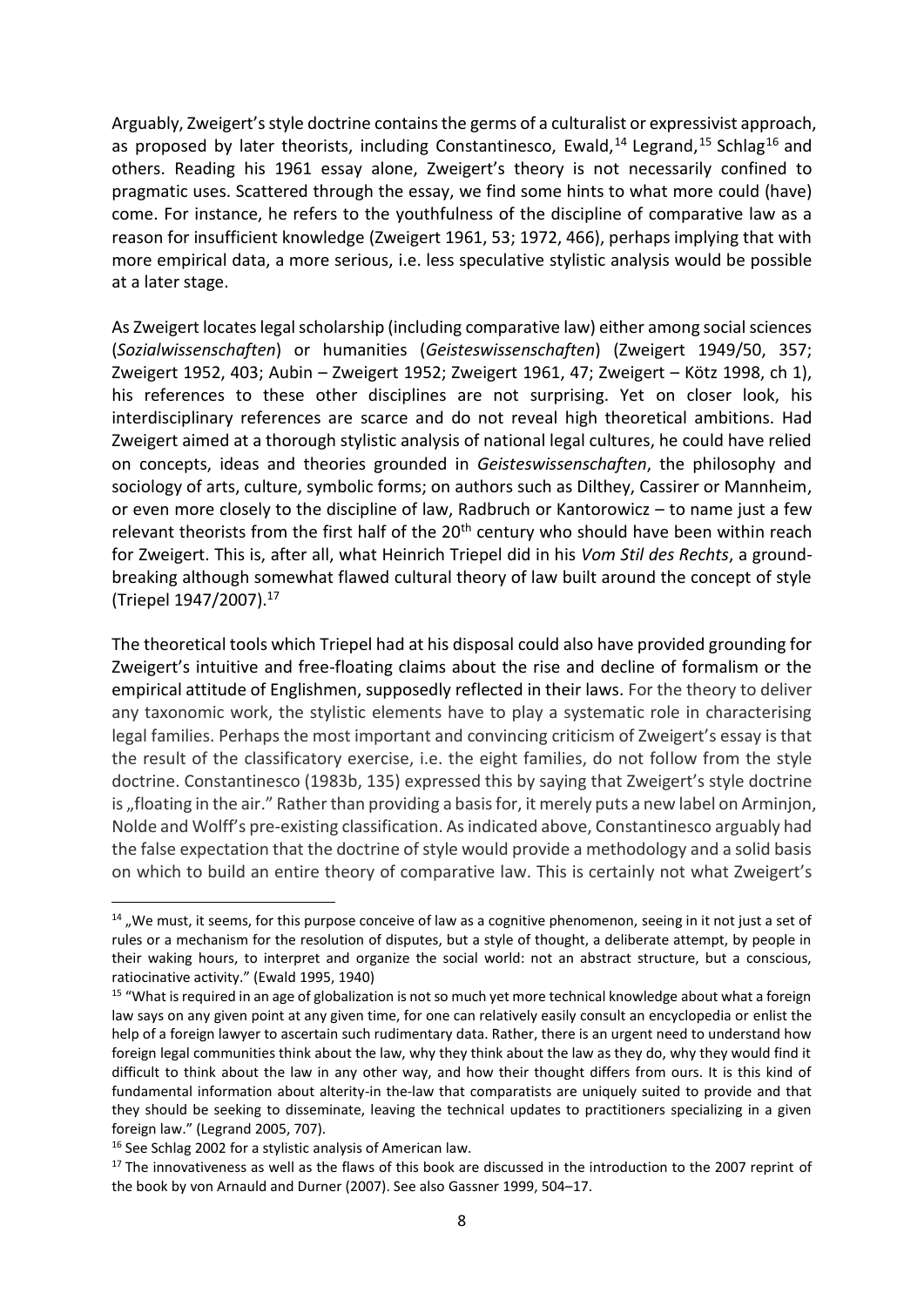Arguably, Zweigert's style doctrine contains the germs of a culturalist or expressivist approach, as proposed by later theorists, including Constantinesco, Ewald,[14] Legrand,[15] Schlag[16] and others. Reading his 1961 essay alone, Zweigert's theory is not necessarily confined to pragmatic uses. Scattered through the essay, we find some hints to what more could (have) come. For instance, he refers to the youthfulness of the discipline of comparative law as a reason for insufficient knowledge (Zweigert 1961, 53; 1972, 466), perhaps implying that with more empirical data, a more serious, i.e. less speculative stylistic analysis would be possible at a later stage.

As Zweigert locates legal scholarship (including comparative law) either among social sciences (*Sozialwissenschaften*) or humanities (*Geisteswissenschaften*) (Zweigert 1949/50, 357; Zweigert 1952, 403; Aubin – Zweigert 1952; Zweigert 1961, 47; Zweigert – Kötz 1998, ch 1), his references to these other disciplines are not surprising. Yet on closer look, his interdisciplinary references are scarce and do not reveal high theoretical ambitions. Had Zweigert aimed at a thorough stylistic analysis of national legal cultures, he could have relied on concepts, ideas and theories grounded in *Geisteswissenschaften*, the philosophy and sociology of arts, culture, symbolic forms; on authors such as Dilthey, Cassirer or Mannheim, or even more closely to the discipline of law, Radbruch or Kantorowicz – to name just a few relevant theorists from the first half of the 20th century who should have been within reach for Zweigert. This is, after all, what Heinrich Triepel did in his *Vom Stil des Rechts*, a ground-breaking although somewhat flawed cultural theory of law built around the concept of style (Triepel 1947/2007).[17]

The theoretical tools which Triepel had at his disposal could also have provided grounding for Zweigert's intuitive and free-floating claims about the rise and decline of formalism or the empirical attitude of Englishmen, supposedly reflected in their laws. For the theory to deliver any taxonomic work, the stylistic elements have to play a systematic role in characterising legal families. Perhaps the most important and convincing criticism of Zweigert's essay is that the result of the classificatory exercise, i.e. the eight families, do not follow from the style doctrine. Constantinesco (1983b, 135) expressed this by saying that Zweigert's style doctrine is „floating in the air." Rather than providing a basis for, it merely puts a new label on Arminjon, Nolde and Wolff's pre-existing classification. As indicated above, Constantinesco arguably had the false expectation that the doctrine of style would provide a methodology and a solid basis on which to build an entire theory of comparative law. This is certainly not what Zweigert's

---

[14] „We must, it seems, for this purpose conceive of law as a cognitive phenomenon, seeing in it not just a set of rules or a mechanism for the resolution of disputes, but a style of thought, a deliberate attempt, by people in their waking hours, to interpret and organize the social world: not an abstract structure, but a conscious, ratiocinative activity." (Ewald 1995, 1940)

[15] "What is required in an age of globalization is not so much yet more technical knowledge about what a foreign law says on any given point at any given time, for one can relatively easily consult an encyclopedia or enlist the help of a foreign lawyer to ascertain such rudimentary data. Rather, there is an urgent need to understand how foreign legal communities think about the law, why they think about the law as they do, why they would find it difficult to think about the law in any other way, and how their thought differs from ours. It is this kind of fundamental information about alterity-in the-law that comparatists are uniquely suited to provide and that they should be seeking to disseminate, leaving the technical updates to practitioners specializing in a given foreign law." (Legrand 2005, 707).

[16] See Schlag 2002 for a stylistic analysis of American law.

[17] The innovativeness as well as the flaws of this book are discussed in the introduction to the 2007 reprint of the book by von Arnauld and Durner (2007). See also Gassner 1999, 504–17.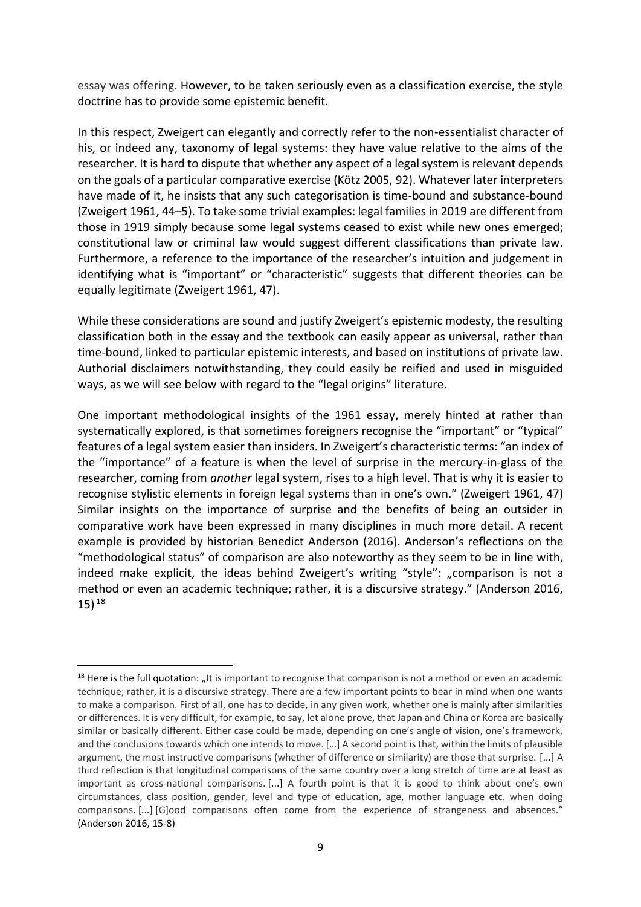essay was offering. However, to be taken seriously even as a classification exercise, the style doctrine has to provide some epistemic benefit.

In this respect, Zweigert can elegantly and correctly refer to the non-essentialist character of his, or indeed any, taxonomy of legal systems: they have value relative to the aims of the researcher. It is hard to dispute that whether any aspect of a legal system is relevant depends on the goals of a particular comparative exercise (Kötz 2005, 92). Whatever later interpreters have made of it, he insists that any such categorisation is time-bound and substance-bound (Zweigert 1961, 44–5). To take some trivial examples: legal families in 2019 are different from those in 1919 simply because some legal systems ceased to exist while new ones emerged; constitutional law or criminal law would suggest different classifications than private law. Furthermore, a reference to the importance of the researcher's intuition and judgement in identifying what is "important" or "characteristic" suggests that different theories can be equally legitimate (Zweigert 1961, 47).

While these considerations are sound and justify Zweigert's epistemic modesty, the resulting classification both in the essay and the textbook can easily appear as universal, rather than time-bound, linked to particular epistemic interests, and based on institutions of private law. Authorial disclaimers notwithstanding, they could easily be reified and used in misguided ways, as we will see below with regard to the "legal origins" literature.

One important methodological insights of the 1961 essay, merely hinted at rather than systematically explored, is that sometimes foreigners recognise the "important" or "typical" features of a legal system easier than insiders. In Zweigert's characteristic terms: "an index of the "importance" of a feature is when the level of surprise in the mercury-in-glass of the researcher, coming from *another* legal system, rises to a high level. That is why it is easier to recognise stylistic elements in foreign legal systems than in one's own." (Zweigert 1961, 47) Similar insights on the importance of surprise and the benefits of being an outsider in comparative work have been expressed in many disciplines in much more detail. A recent example is provided by historian Benedict Anderson (2016). Anderson's reflections on the "methodological status" of comparison are also noteworthy as they seem to be in line with, indeed make explicit, the ideas behind Zweigert's writing "style": „comparison is not a method or even an academic technique; rather, it is a discursive strategy." (Anderson 2016, 15) [18]

[18] Here is the full quotation: „It is important to recognise that comparison is not a method or even an academic technique; rather, it is a discursive strategy. There are a few important points to bear in mind when one wants to make a comparison. First of all, one has to decide, in any given work, whether one is mainly after similarities or differences. It is very difficult, for example, to say, let alone prove, that Japan and China or Korea are basically similar or basically different. Either case could be made, depending on one's angle of vision, one's framework, and the conclusions towards which one intends to move. […] A second point is that, within the limits of plausible argument, the most instructive comparisons (whether of difference or similarity) are those that surprise. [...] A third reflection is that longitudinal comparisons of the same country over a long stretch of time are at least as important as cross-national comparisons. [...] A fourth point is that it is good to think about one's own circumstances, class position, gender, level and type of education, age, mother language etc. when doing comparisons. [...] [G]ood comparisons often come from the experience of strangeness and absences." (Anderson 2016, 15-8)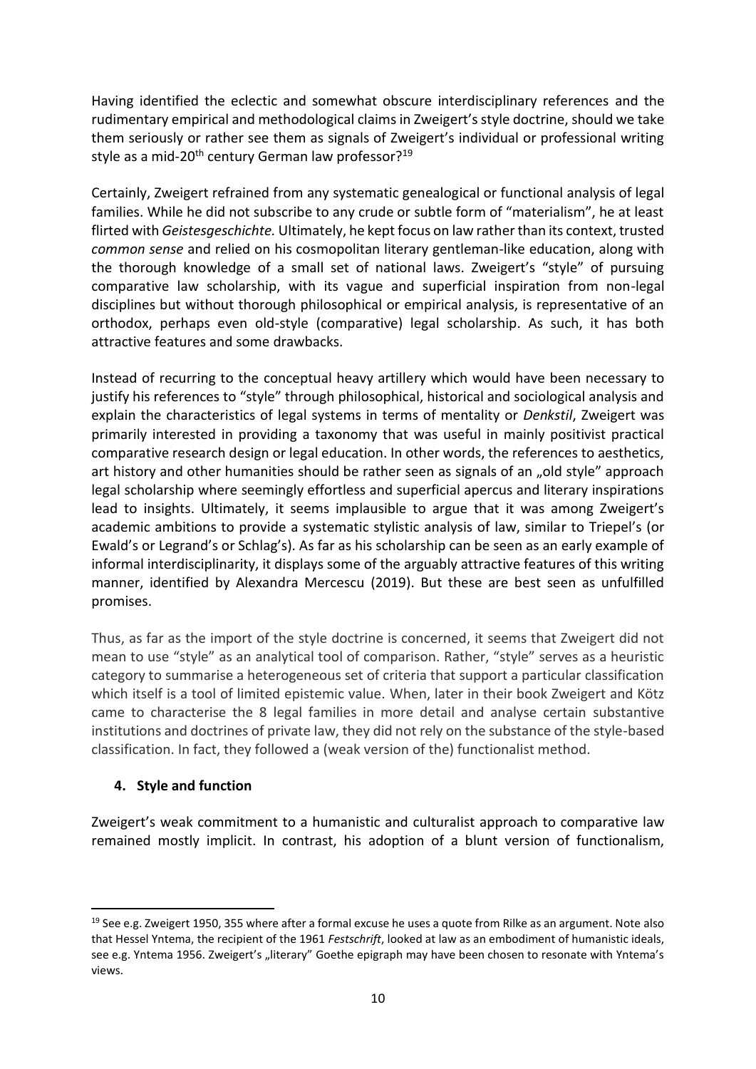Having identified the eclectic and somewhat obscure interdisciplinary references and the rudimentary empirical and methodological claims in Zweigert's style doctrine, should we take them seriously or rather see them as signals of Zweigert's individual or professional writing style as a mid-20th century German law professor?[19]

Certainly, Zweigert refrained from any systematic genealogical or functional analysis of legal families. While he did not subscribe to any crude or subtle form of "materialism", he at least flirted with *Geistesgeschichte.* Ultimately, he kept focus on law rather than its context, trusted *common sense* and relied on his cosmopolitan literary gentleman-like education, along with the thorough knowledge of a small set of national laws. Zweigert's "style" of pursuing comparative law scholarship, with its vague and superficial inspiration from non-legal disciplines but without thorough philosophical or empirical analysis, is representative of an orthodox, perhaps even old-style (comparative) legal scholarship. As such, it has both attractive features and some drawbacks.

Instead of recurring to the conceptual heavy artillery which would have been necessary to justify his references to "style" through philosophical, historical and sociological analysis and explain the characteristics of legal systems in terms of mentality or *Denkstil*, Zweigert was primarily interested in providing a taxonomy that was useful in mainly positivist practical comparative research design or legal education. In other words, the references to aesthetics, art history and other humanities should be rather seen as signals of an „old style" approach legal scholarship where seemingly effortless and superficial apercus and literary inspirations lead to insights. Ultimately, it seems implausible to argue that it was among Zweigert's academic ambitions to provide a systematic stylistic analysis of law, similar to Triepel's (or Ewald's or Legrand's or Schlag's). As far as his scholarship can be seen as an early example of informal interdisciplinarity, it displays some of the arguably attractive features of this writing manner, identified by Alexandra Mercescu (2019). But these are best seen as unfulfilled promises.

Thus, as far as the import of the style doctrine is concerned, it seems that Zweigert did not mean to use "style" as an analytical tool of comparison. Rather, "style" serves as a heuristic category to summarise a heterogeneous set of criteria that support a particular classification which itself is a tool of limited epistemic value. When, later in their book Zweigert and Kötz came to characterise the 8 legal families in more detail and analyse certain substantive institutions and doctrines of private law, they did not rely on the substance of the style-based classification. In fact, they followed a (weak version of the) functionalist method.

## 4. Style and function

Zweigert's weak commitment to a humanistic and culturalist approach to comparative law remained mostly implicit. In contrast, his adoption of a blunt version of functionalism,

[19] See e.g. Zweigert 1950, 355 where after a formal excuse he uses a quote from Rilke as an argument. Note also that Hessel Yntema, the recipient of the 1961 *Festschrift*, looked at law as an embodiment of humanistic ideals, see e.g. Yntema 1956. Zweigert's „literary" Goethe epigraph may have been chosen to resonate with Yntema's views.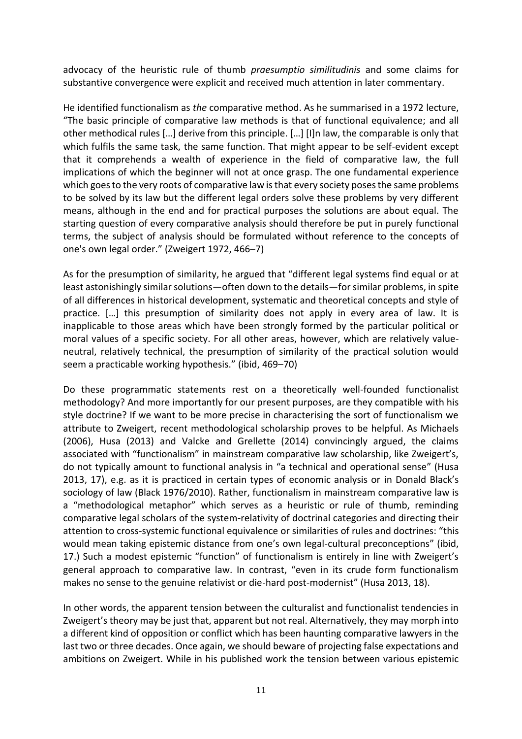advocacy of the heuristic rule of thumb *praesumptio similitudinis* and some claims for substantive convergence were explicit and received much attention in later commentary.

He identified functionalism as *the* comparative method. As he summarised in a 1972 lecture, "The basic principle of comparative law methods is that of functional equivalence; and all other methodical rules […] derive from this principle. […] [I]n law, the comparable is only that which fulfils the same task, the same function. That might appear to be self-evident except that it comprehends a wealth of experience in the field of comparative law, the full implications of which the beginner will not at once grasp. The one fundamental experience which goes to the very roots of comparative law is that every society poses the same problems to be solved by its law but the different legal orders solve these problems by very different means, although in the end and for practical purposes the solutions are about equal. The starting question of every comparative analysis should therefore be put in purely functional terms, the subject of analysis should be formulated without reference to the concepts of one's own legal order." (Zweigert 1972, 466–7)

As for the presumption of similarity, he argued that "different legal systems find equal or at least astonishingly similar solutions—often down to the details—for similar problems, in spite of all differences in historical development, systematic and theoretical concepts and style of practice. […] this presumption of similarity does not apply in every area of law. It is inapplicable to those areas which have been strongly formed by the particular political or moral values of a specific society. For all other areas, however, which are relatively value-neutral, relatively technical, the presumption of similarity of the practical solution would seem a practicable working hypothesis." (ibid, 469–70)

Do these programmatic statements rest on a theoretically well-founded functionalist methodology? And more importantly for our present purposes, are they compatible with his style doctrine? If we want to be more precise in characterising the sort of functionalism we attribute to Zweigert, recent methodological scholarship proves to be helpful. As Michaels (2006), Husa (2013) and Valcke and Grellette (2014) convincingly argued, the claims associated with "functionalism" in mainstream comparative law scholarship, like Zweigert's, do not typically amount to functional analysis in "a technical and operational sense" (Husa 2013, 17), e.g. as it is practiced in certain types of economic analysis or in Donald Black's sociology of law (Black 1976/2010). Rather, functionalism in mainstream comparative law is a "methodological metaphor" which serves as a heuristic or rule of thumb, reminding comparative legal scholars of the system-relativity of doctrinal categories and directing their attention to cross-systemic functional equivalence or similarities of rules and doctrines: "this would mean taking epistemic distance from one's own legal-cultural preconceptions" (ibid, 17.) Such a modest epistemic "function" of functionalism is entirely in line with Zweigert's general approach to comparative law. In contrast, "even in its crude form functionalism makes no sense to the genuine relativist or die-hard post-modernist" (Husa 2013, 18).

In other words, the apparent tension between the culturalist and functionalist tendencies in Zweigert's theory may be just that, apparent but not real. Alternatively, they may morph into a different kind of opposition or conflict which has been haunting comparative lawyers in the last two or three decades. Once again, we should beware of projecting false expectations and ambitions on Zweigert. While in his published work the tension between various epistemic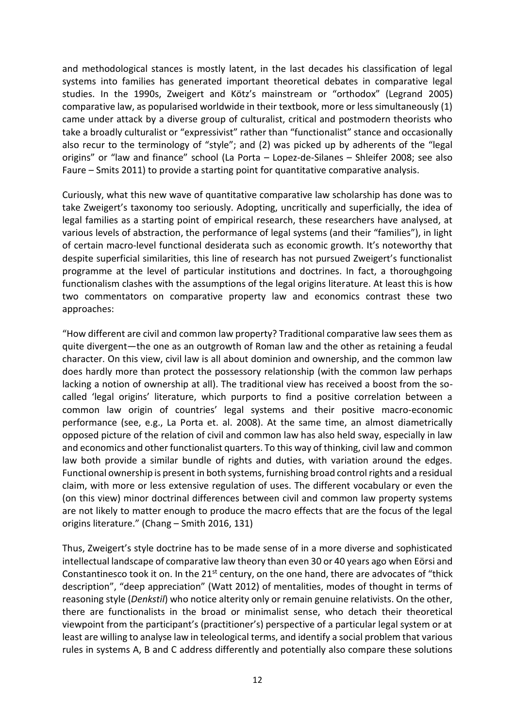and methodological stances is mostly latent, in the last decades his classification of legal systems into families has generated important theoretical debates in comparative legal studies. In the 1990s, Zweigert and Kötz's mainstream or "orthodox" (Legrand 2005) comparative law, as popularised worldwide in their textbook, more or less simultaneously (1) came under attack by a diverse group of culturalist, critical and postmodern theorists who take a broadly culturalist or "expressivist" rather than "functionalist" stance and occasionally also recur to the terminology of "style"; and (2) was picked up by adherents of the "legal origins" or "law and finance" school (La Porta – Lopez-de-Silanes – Shleifer 2008; see also Faure – Smits 2011) to provide a starting point for quantitative comparative analysis.

Curiously, what this new wave of quantitative comparative law scholarship has done was to take Zweigert's taxonomy too seriously. Adopting, uncritically and superficially, the idea of legal families as a starting point of empirical research, these researchers have analysed, at various levels of abstraction, the performance of legal systems (and their "families"), in light of certain macro-level functional desiderata such as economic growth. It's noteworthy that despite superficial similarities, this line of research has not pursued Zweigert's functionalist programme at the level of particular institutions and doctrines. In fact, a thoroughgoing functionalism clashes with the assumptions of the legal origins literature. At least this is how two commentators on comparative property law and economics contrast these two approaches:

"How different are civil and common law property? Traditional comparative law sees them as quite divergent—the one as an outgrowth of Roman law and the other as retaining a feudal character. On this view, civil law is all about dominion and ownership, and the common law does hardly more than protect the possessory relationship (with the common law perhaps lacking a notion of ownership at all). The traditional view has received a boost from the so-called 'legal origins' literature, which purports to find a positive correlation between a common law origin of countries' legal systems and their positive macro-economic performance (see, e.g., La Porta et. al. 2008). At the same time, an almost diametrically opposed picture of the relation of civil and common law has also held sway, especially in law and economics and other functionalist quarters. To this way of thinking, civil law and common law both provide a similar bundle of rights and duties, with variation around the edges. Functional ownership is present in both systems, furnishing broad control rights and a residual claim, with more or less extensive regulation of uses. The different vocabulary or even the (on this view) minor doctrinal differences between civil and common law property systems are not likely to matter enough to produce the macro effects that are the focus of the legal origins literature." (Chang – Smith 2016, 131)

Thus, Zweigert's style doctrine has to be made sense of in a more diverse and sophisticated intellectual landscape of comparative law theory than even 30 or 40 years ago when Eörsi and Constantinesco took it on. In the 21st century, on the one hand, there are advocates of "thick description", "deep appreciation" (Watt 2012) of mentalities, modes of thought in terms of reasoning style (*Denkstil*) who notice alterity only or remain genuine relativists. On the other, there are functionalists in the broad or minimalist sense, who detach their theoretical viewpoint from the participant's (practitioner's) perspective of a particular legal system or at least are willing to analyse law in teleological terms, and identify a social problem that various rules in systems A, B and C address differently and potentially also compare these solutions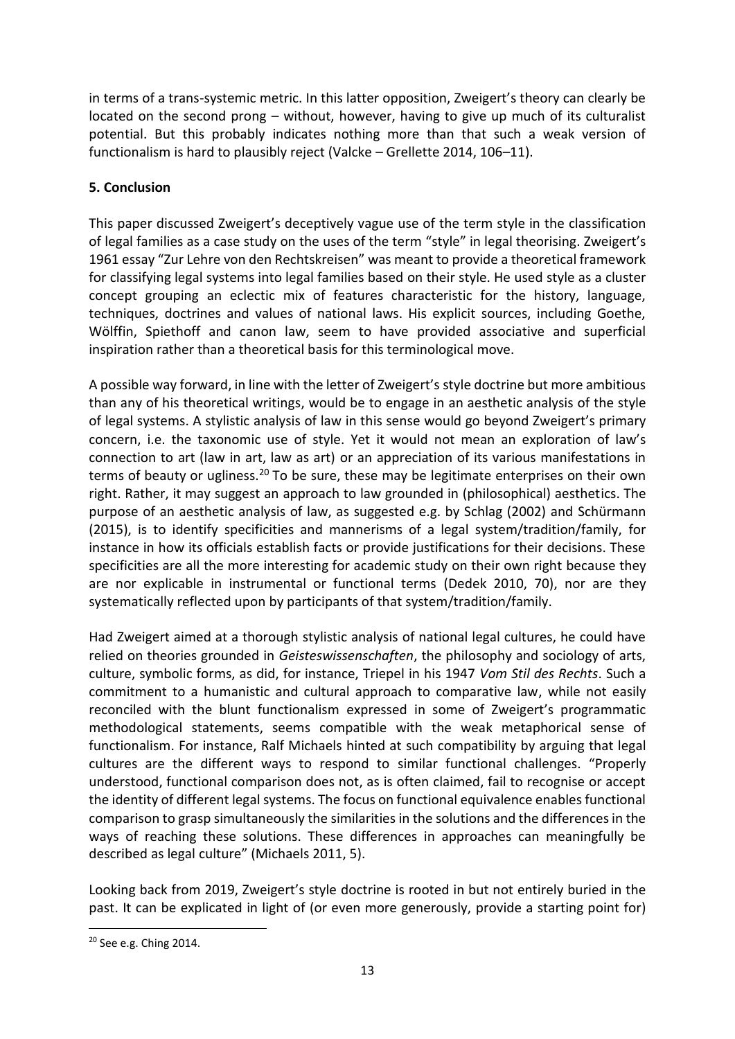in terms of a trans-systemic metric. In this latter opposition, Zweigert's theory can clearly be located on the second prong – without, however, having to give up much of its culturalist potential. But this probably indicates nothing more than that such a weak version of functionalism is hard to plausibly reject (Valcke – Grellette 2014, 106–11).

## 5. Conclusion

This paper discussed Zweigert's deceptively vague use of the term style in the classification of legal families as a case study on the uses of the term "style" in legal theorising. Zweigert's 1961 essay "Zur Lehre von den Rechtskreisen" was meant to provide a theoretical framework for classifying legal systems into legal families based on their style. He used style as a cluster concept grouping an eclectic mix of features characteristic for the history, language, techniques, doctrines and values of national laws. His explicit sources, including Goethe, Wölffin, Spiethoff and canon law, seem to have provided associative and superficial inspiration rather than a theoretical basis for this terminological move.

A possible way forward, in line with the letter of Zweigert's style doctrine but more ambitious than any of his theoretical writings, would be to engage in an aesthetic analysis of the style of legal systems. A stylistic analysis of law in this sense would go beyond Zweigert's primary concern, i.e. the taxonomic use of style. Yet it would not mean an exploration of law's connection to art (law in art, law as art) or an appreciation of its various manifestations in terms of beauty or ugliness.[20] To be sure, these may be legitimate enterprises on their own right. Rather, it may suggest an approach to law grounded in (philosophical) aesthetics. The purpose of an aesthetic analysis of law, as suggested e.g. by Schlag (2002) and Schürmann (2015), is to identify specificities and mannerisms of a legal system/tradition/family, for instance in how its officials establish facts or provide justifications for their decisions. These specificities are all the more interesting for academic study on their own right because they are nor explicable in instrumental or functional terms (Dedek 2010, 70), nor are they systematically reflected upon by participants of that system/tradition/family.

Had Zweigert aimed at a thorough stylistic analysis of national legal cultures, he could have relied on theories grounded in *Geisteswissenschaften*, the philosophy and sociology of arts, culture, symbolic forms, as did, for instance, Triepel in his 1947 *Vom Stil des Rechts*. Such a commitment to a humanistic and cultural approach to comparative law, while not easily reconciled with the blunt functionalism expressed in some of Zweigert's programmatic methodological statements, seems compatible with the weak metaphorical sense of functionalism. For instance, Ralf Michaels hinted at such compatibility by arguing that legal cultures are the different ways to respond to similar functional challenges. "Properly understood, functional comparison does not, as is often claimed, fail to recognise or accept the identity of different legal systems. The focus on functional equivalence enables functional comparison to grasp simultaneously the similarities in the solutions and the differences in the ways of reaching these solutions. These differences in approaches can meaningfully be described as legal culture" (Michaels 2011, 5).

Looking back from 2019, Zweigert's style doctrine is rooted in but not entirely buried in the past. It can be explicated in light of (or even more generously, provide a starting point for)

---

[20] See e.g. Ching 2014.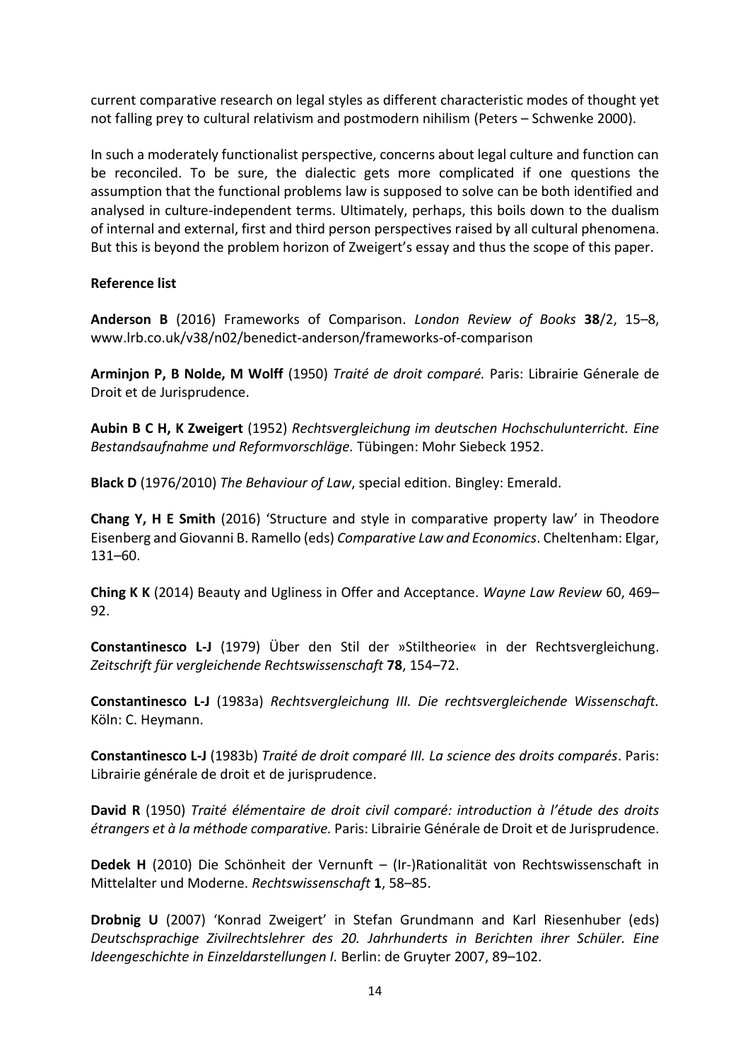current comparative research on legal styles as different characteristic modes of thought yet not falling prey to cultural relativism and postmodern nihilism (Peters – Schwenke 2000).

In such a moderately functionalist perspective, concerns about legal culture and function can be reconciled. To be sure, the dialectic gets more complicated if one questions the assumption that the functional problems law is supposed to solve can be both identified and analysed in culture-independent terms. Ultimately, perhaps, this boils down to the dualism of internal and external, first and third person perspectives raised by all cultural phenomena. But this is beyond the problem horizon of Zweigert's essay and thus the scope of this paper.

**Reference list**

**Anderson B** (2016) Frameworks of Comparison. *London Review of Books* **38**/2, 15–8, www.lrb.co.uk/v38/n02/benedict-anderson/frameworks-of-comparison

**Arminjon P, B Nolde, M Wolff** (1950) *Traité de droit comparé.* Paris: Librairie Génerale de Droit et de Jurisprudence.

**Aubin B C H, K Zweigert** (1952) *Rechtsvergleichung im deutschen Hochschulunterricht. Eine Bestandsaufnahme und Reformvorschläge.* Tübingen: Mohr Siebeck 1952.

**Black D** (1976/2010) *The Behaviour of Law*, special edition. Bingley: Emerald.

**Chang Y, H E Smith** (2016) 'Structure and style in comparative property law' in Theodore Eisenberg and Giovanni B. Ramello (eds) *Comparative Law and Economics*. Cheltenham: Elgar, 131–60.

**Ching K K** (2014) Beauty and Ugliness in Offer and Acceptance. *Wayne Law Review* 60, 469–92.

**Constantinesco L-J** (1979) Über den Stil der »Stiltheorie« in der Rechtsvergleichung. *Zeitschrift für vergleichende Rechtswissenschaft* **78**, 154–72.

**Constantinesco L-J** (1983a) *Rechtsvergleichung III. Die rechtsvergleichende Wissenschaft.* Köln: C. Heymann.

**Constantinesco L-J** (1983b) *Traité de droit comparé III. La science des droits comparés*. Paris: Librairie générale de droit et de jurisprudence.

**David R** (1950) *Traité élémentaire de droit civil comparé: introduction à l'étude des droits étrangers et à la méthode comparative.* Paris: Librairie Générale de Droit et de Jurisprudence.

**Dedek H** (2010) Die Schönheit der Vernunft – (Ir-)Rationalität von Rechtswissenschaft in Mittelalter und Moderne. *Rechtswissenschaft* **1**, 58–85.

**Drobnig U** (2007) 'Konrad Zweigert' in Stefan Grundmann and Karl Riesenhuber (eds) *Deutschsprachige Zivilrechtslehrer des 20. Jahrhunderts in Berichten ihrer Schüler. Eine Ideengeschichte in Einzeldarstellungen I.* Berlin: de Gruyter 2007, 89–102.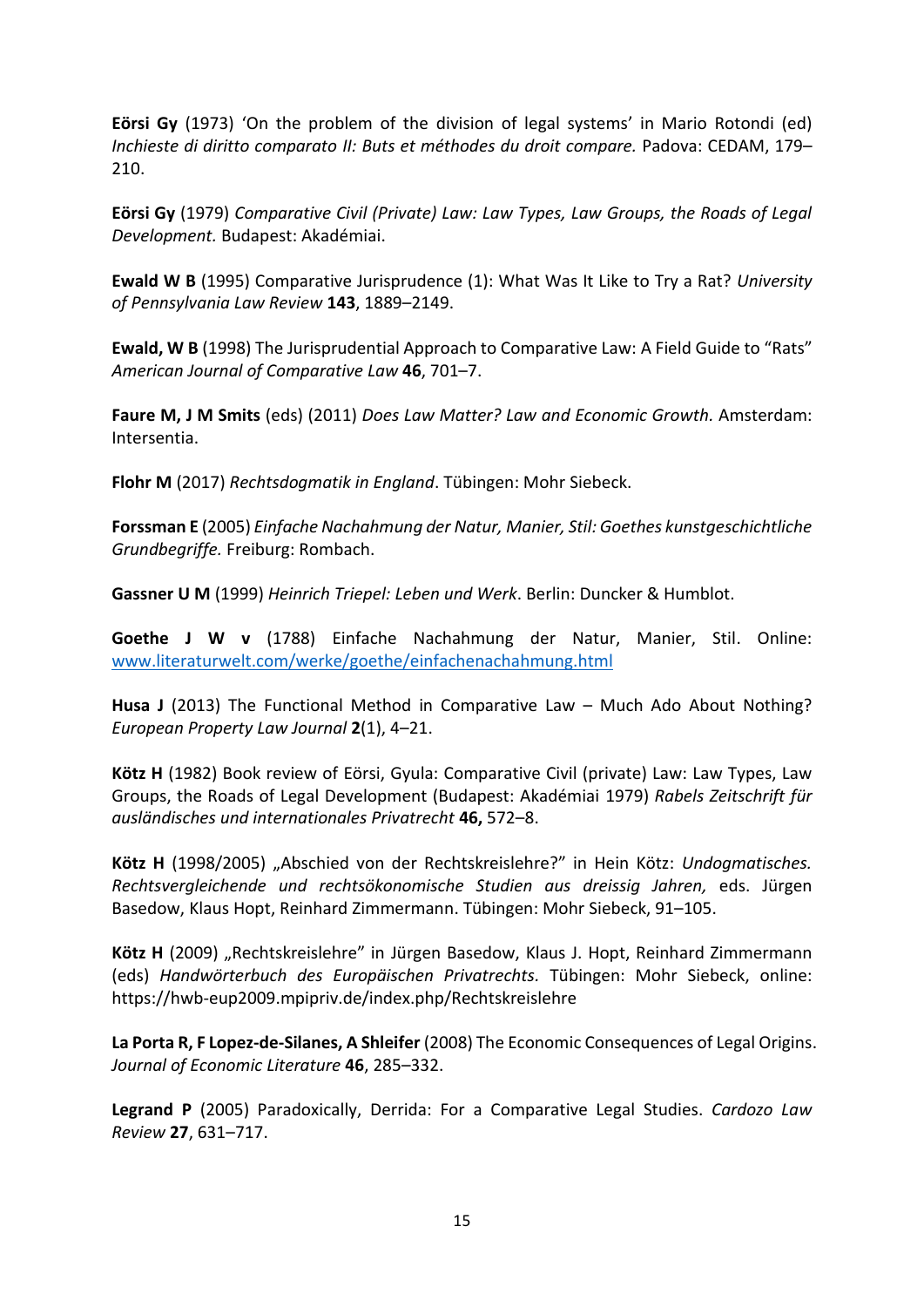**Eörsi Gy** (1973) 'On the problem of the division of legal systems' in Mario Rotondi (ed) *Inchieste di diritto comparato II: Buts et méthodes du droit compare.* Padova: CEDAM, 179–210.

**Eörsi Gy** (1979) *Comparative Civil (Private) Law: Law Types, Law Groups, the Roads of Legal Development.* Budapest: Akadémiai.

**Ewald W B** (1995) Comparative Jurisprudence (1): What Was It Like to Try a Rat? *University of Pennsylvania Law Review* **143**, 1889–2149.

**Ewald, W B** (1998) The Jurisprudential Approach to Comparative Law: A Field Guide to "Rats" *American Journal of Comparative Law* **46**, 701–7.

**Faure M, J M Smits** (eds) (2011) *Does Law Matter? Law and Economic Growth.* Amsterdam: Intersentia.

**Flohr M** (2017) *Rechtsdogmatik in England*. Tübingen: Mohr Siebeck.

**Forssman E** (2005) *Einfache Nachahmung der Natur, Manier, Stil: Goethes kunstgeschichtliche Grundbegriffe.* Freiburg: Rombach.

**Gassner U M** (1999) *Heinrich Triepel: Leben und Werk*. Berlin: Duncker & Humblot.

**Goethe J W v** (1788) Einfache Nachahmung der Natur, Manier, Stil. Online: [www.literaturwelt.com/werke/goethe/einfachenachahmung.html](www.literaturwelt.com/werke/goethe/einfachenachahmung.html)

**Husa J** (2013) The Functional Method in Comparative Law – Much Ado About Nothing? *European Property Law Journal* **2**(1), 4–21.

**Kötz H** (1982) Book review of Eörsi, Gyula: Comparative Civil (private) Law: Law Types, Law Groups, the Roads of Legal Development (Budapest: Akadémiai 1979) *Rabels Zeitschrift für ausländisches und internationales Privatrecht* **46,** 572–8.

**Kötz H** (1998/2005) „Abschied von der Rechtskreislehre?" in Hein Kötz: *Undogmatisches. Rechtsvergleichende und rechtsökonomische Studien aus dreissig Jahren,* eds. Jürgen Basedow, Klaus Hopt, Reinhard Zimmermann. Tübingen: Mohr Siebeck, 91–105.

**Kötz H** (2009) „Rechtskreislehre" in Jürgen Basedow, Klaus J. Hopt, Reinhard Zimmermann (eds) *Handwörterbuch des Europäischen Privatrechts.* Tübingen: Mohr Siebeck, online: https://hwb-eup2009.mpipriv.de/index.php/Rechtskreislehre

**La Porta R, F Lopez-de-Silanes, A Shleifer** (2008) The Economic Consequences of Legal Origins. *Journal of Economic Literature* **46**, 285–332.

**Legrand P** (2005) Paradoxically, Derrida: For a Comparative Legal Studies. *Cardozo Law Review* **27**, 631–717.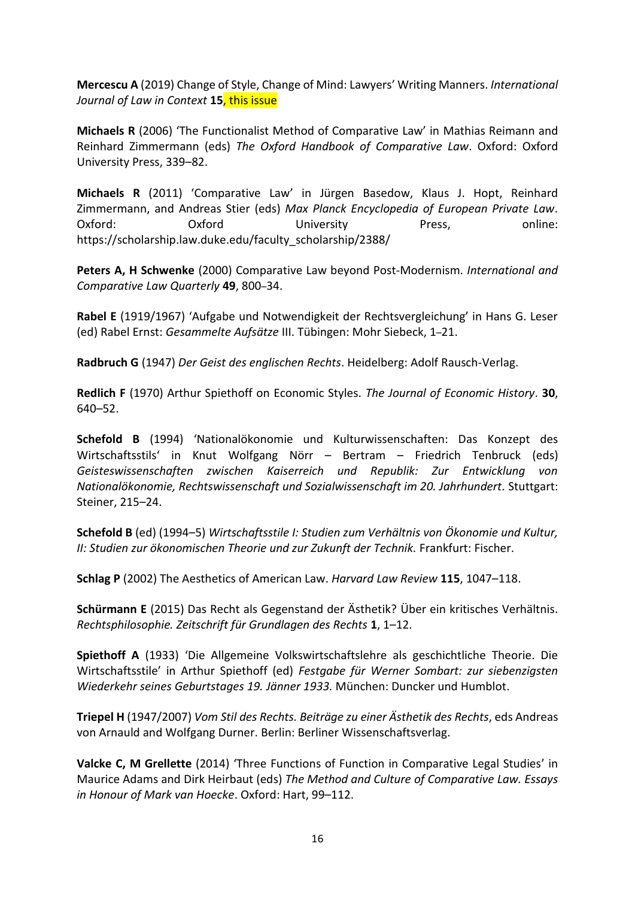**Mercescu A** (2019) Change of Style, Change of Mind: Lawyers' Writing Manners. *International Journal of Law in Context* **15**, this issue

**Michaels R** (2006) 'The Functionalist Method of Comparative Law' in Mathias Reimann and Reinhard Zimmermann (eds) *The Oxford Handbook of Comparative Law*. Oxford: Oxford University Press, 339–82.

**Michaels R** (2011) 'Comparative Law' in Jürgen Basedow, Klaus J. Hopt, Reinhard Zimmermann, and Andreas Stier (eds) *Max Planck Encyclopedia of European Private Law*. Oxford: Oxford University Press, online: https://scholarship.law.duke.edu/faculty_scholarship/2388/

**Peters A, H Schwenke** (2000) Comparative Law beyond Post-Modernism. *International and Comparative Law Quarterly* **49**, 800–34.

**Rabel E** (1919/1967) 'Aufgabe und Notwendigkeit der Rechtsvergleichung' in Hans G. Leser (ed) Rabel Ernst: *Gesammelte Aufsätze* III. Tübingen: Mohr Siebeck, 1–21.

**Radbruch G** (1947) *Der Geist des englischen Rechts*. Heidelberg: Adolf Rausch-Verlag.

**Redlich F** (1970) Arthur Spiethoff on Economic Styles. *The Journal of Economic History*. **30**, 640–52.

**Schefold B** (1994) 'Nationalökonomie und Kulturwissenschaften: Das Konzept des Wirtschaftsstils' in Knut Wolfgang Nörr – Bertram – Friedrich Tenbruck (eds) *Geisteswissenschaften zwischen Kaiserreich und Republik: Zur Entwicklung von Nationalökonomie, Rechtswissenschaft und Sozialwissenschaft im 20. Jahrhundert*. Stuttgart: Steiner, 215–24.

**Schefold B** (ed) (1994–5) *Wirtschaftsstile I: Studien zum Verhältnis von Ökonomie und Kultur, II: Studien zur ökonomischen Theorie und zur Zukunft der Technik.* Frankfurt: Fischer.

**Schlag P** (2002) The Aesthetics of American Law. *Harvard Law Review* **115**, 1047–118.

**Schürmann E** (2015) Das Recht als Gegenstand der Ästhetik? Über ein kritisches Verhältnis. *Rechtsphilosophie. Zeitschrift für Grundlagen des Rechts* **1**, 1–12.

**Spiethoff A** (1933) 'Die Allgemeine Volkswirtschaftslehre als geschichtliche Theorie. Die Wirtschaftsstile' in Arthur Spiethoff (ed) *Festgabe für Werner Sombart: zur siebenzigsten Wiederkehr seines Geburtstages 19. Jänner 1933.* München: Duncker und Humblot.

**Triepel H** (1947/2007) *Vom Stil des Rechts. Beiträge zu einer Ästhetik des Rechts*, eds Andreas von Arnauld and Wolfgang Durner. Berlin: Berliner Wissenschaftsverlag.

**Valcke C, M Grellette** (2014) 'Three Functions of Function in Comparative Legal Studies' in Maurice Adams and Dirk Heirbaut (eds) *The Method and Culture of Comparative Law. Essays in Honour of Mark van Hoecke*. Oxford: Hart, 99–112.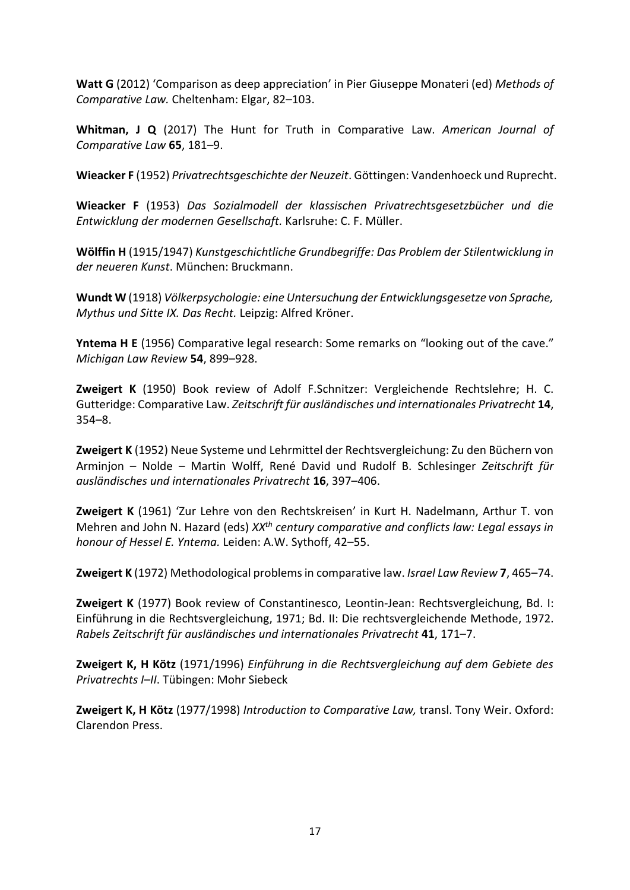**Watt G** (2012) 'Comparison as deep appreciation' in Pier Giuseppe Monateri (ed) *Methods of Comparative Law.* Cheltenham: Elgar, 82–103.

**Whitman, J Q** (2017) The Hunt for Truth in Comparative Law. *American Journal of Comparative Law* **65**, 181–9.

**Wieacker F** (1952) *Privatrechtsgeschichte der Neuzeit*. Göttingen: Vandenhoeck und Ruprecht.

**Wieacker F** (1953) *Das Sozialmodell der klassischen Privatrechtsgesetzbücher und die Entwicklung der modernen Gesellschaft.* Karlsruhe: C. F. Müller.

**Wölffin H** (1915/1947) *Kunstgeschichtliche Grundbegriffe: Das Problem der Stilentwicklung in der neueren Kunst*. München: Bruckmann.

**Wundt W** (1918) *Völkerpsychologie: eine Untersuchung der Entwicklungsgesetze von Sprache, Mythus und Sitte IX. Das Recht.* Leipzig: Alfred Kröner.

**Yntema H E** (1956) Comparative legal research: Some remarks on "looking out of the cave." *Michigan Law Review* **54**, 899–928.

**Zweigert K** (1950) Book review of Adolf F.Schnitzer: Vergleichende Rechtslehre; H. C. Gutteridge: Comparative Law. *Zeitschrift für ausländisches und internationales Privatrecht* **14**, 354–8.

**Zweigert K** (1952) Neue Systeme und Lehrmittel der Rechtsvergleichung: Zu den Büchern von Arminjon – Nolde – Martin Wolff, René David und Rudolf B. Schlesinger *Zeitschrift für ausländisches und internationales Privatrecht* **16**, 397–406.

**Zweigert K** (1961) 'Zur Lehre von den Rechtskreisen' in Kurt H. Nadelmann, Arthur T. von Mehren and John N. Hazard (eds) *XX$^{th}$ century comparative and conflicts law: Legal essays in honour of Hessel E. Yntema.* Leiden: A.W. Sythoff, 42–55.

**Zweigert K** (1972) Methodological problems in comparative law. *Israel Law Review* **7**, 465–74.

**Zweigert K** (1977) Book review of Constantinesco, Leontin-Jean: Rechtsvergleichung, Bd. I: Einführung in die Rechtsvergleichung, 1971; Bd. II: Die rechtsvergleichende Methode, 1972. *Rabels Zeitschrift für ausländisches und internationales Privatrecht* **41**, 171–7.

**Zweigert K, H Kötz** (1971/1996) *Einführung in die Rechtsvergleichung auf dem Gebiete des Privatrechts I–II*. Tübingen: Mohr Siebeck

**Zweigert K, H Kötz** (1977/1998) *Introduction to Comparative Law,* transl. Tony Weir. Oxford: Clarendon Press.